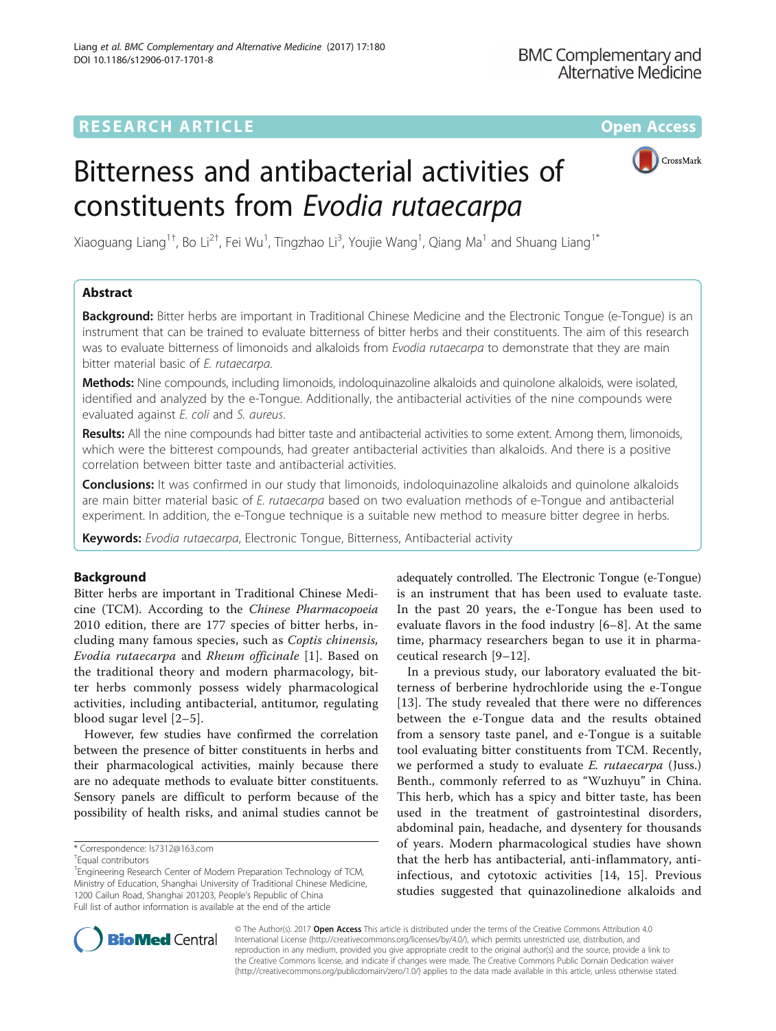RESEARCH ARTICLE Open Access

# Bitterness and antibacterial activities of constituents from *Evodia rutaecarpa*

Xiaoguang Liang[1†], Bo Li[2†], Fei Wu[1], Tingzhao Li[3], Youjie Wang[1], Qiang Ma[1] and Shuang Liang[1*]

## Abstract

**Background:** Bitter herbs are important in Traditional Chinese Medicine and the Electronic Tongue (e-Tongue) is an instrument that can be trained to evaluate bitterness of bitter herbs and their constituents. The aim of this research was to evaluate bitterness of limonoids and alkaloids from *Evodia rutaecarpa* to demonstrate that they are main bitter material basic of *E. rutaecarpa*.

**Methods:** Nine compounds, including limonoids, indoloquinazoline alkaloids and quinolone alkaloids, were isolated, identified and analyzed by the e-Tongue. Additionally, the antibacterial activities of the nine compounds were evaluated against *E. coli* and *S. aureus*.

**Results:** All the nine compounds had bitter taste and antibacterial activities to some extent. Among them, limonoids, which were the bitterest compounds, had greater antibacterial activities than alkaloids. And there is a positive correlation between bitter taste and antibacterial activities.

**Conclusions:** It was confirmed in our study that limonoids, indoloquinazoline alkaloids and quinolone alkaloids are main bitter material basic of *E. rutaecarpa* based on two evaluation methods of e-Tongue and antibacterial experiment. In addition, the e-Tongue technique is a suitable new method to measure bitter degree in herbs.

**Keywords:** *Evodia rutaecarpa*, Electronic Tongue, Bitterness, Antibacterial activity

## Background

Bitter herbs are important in Traditional Chinese Medicine (TCM). According to the *Chinese Pharmacopoeia* 2010 edition, there are 177 species of bitter herbs, including many famous species, such as *Coptis chinensis*, *Evodia rutaecarpa* and *Rheum officinale* [1]. Based on the traditional theory and modern pharmacology, bitter herbs commonly possess widely pharmacological activities, including antibacterial, antitumor, regulating blood sugar level [2–5].

However, few studies have confirmed the correlation between the presence of bitter constituents in herbs and their pharmacological activities, mainly because there are no adequate methods to evaluate bitter constituents. Sensory panels are difficult to perform because of the possibility of health risks, and animal studies cannot be adequately controlled. The Electronic Tongue (e-Tongue) is an instrument that has been used to evaluate taste. In the past 20 years, the e-Tongue has been used to evaluate flavors in the food industry [6–8]. At the same time, pharmacy researchers began to use it in pharmaceutical research [9–12].

In a previous study, our laboratory evaluated the bitterness of berberine hydrochloride using the e-Tongue [13]. The study revealed that there were no differences between the e-Tongue data and the results obtained from a sensory taste panel, and e-Tongue is a suitable tool evaluating bitter constituents from TCM. Recently, we performed a study to evaluate *E. rutaecarpa* (Juss.) Benth., commonly referred to as "Wuzhuyu" in China. This herb, which has a spicy and bitter taste, has been used in the treatment of gastrointestinal disorders, abdominal pain, headache, and dysentery for thousands of years. Modern pharmacological studies have shown that the herb has antibacterial, anti-inflammatory, anti-infectious, and cytotoxic activities [14, 15]. Previous studies suggested that quinazolinedione alkaloids and

\* Correspondence: ls7312@163.com

†Equal contributors

[1]Engineering Research Center of Modern Preparation Technology of TCM, Ministry of Education, Shanghai University of Traditional Chinese Medicine, 1200 Cailun Road, Shanghai 201203, People's Republic of China

Full list of author information is available at the end of the article

© The Author(s). 2017 **Open Access** This article is distributed under the terms of the Creative Commons Attribution 4.0 International License (http://creativecommons.org/licenses/by/4.0/), which permits unrestricted use, distribution, and reproduction in any medium, provided you give appropriate credit to the original author(s) and the source, provide a link to the Creative Commons license, and indicate if changes were made. The Creative Commons Public Domain Dedication waiver (http://creativecommons.org/publicdomain/zero/1.0/) applies to the data made available in this article, unless otherwise stated.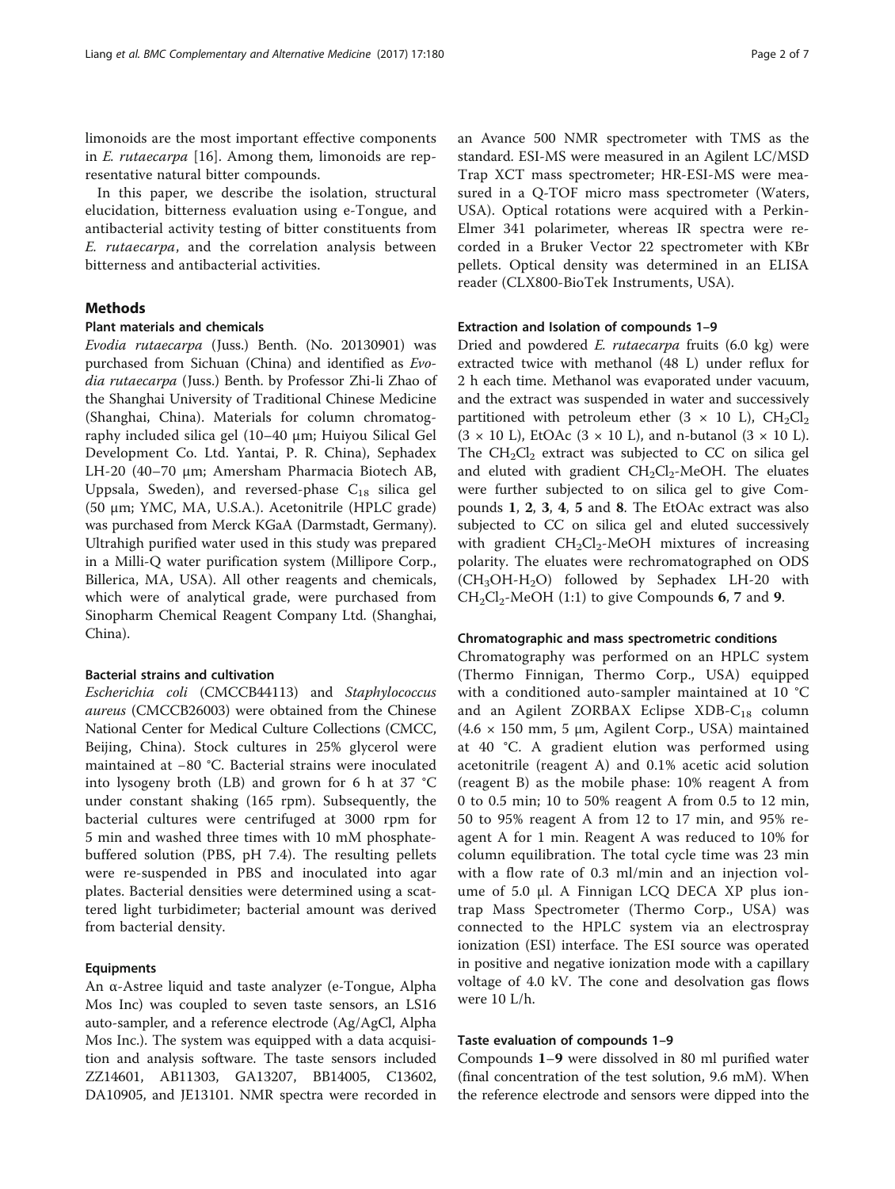limonoids are the most important effective components in *E. rutaecarpa* [16]. Among them, limonoids are representative natural bitter compounds.

In this paper, we describe the isolation, structural elucidation, bitterness evaluation using e-Tongue, and antibacterial activity testing of bitter constituents from *E. rutaecarpa*, and the correlation analysis between bitterness and antibacterial activities.

## Methods

### Plant materials and chemicals

*Evodia rutaecarpa* (Juss.) Benth. (No. 20130901) was purchased from Sichuan (China) and identified as *Evodia rutaecarpa* (Juss.) Benth. by Professor Zhi-li Zhao of the Shanghai University of Traditional Chinese Medicine (Shanghai, China). Materials for column chromatography included silica gel (10–40 μm; Huiyou Silical Gel Development Co. Ltd. Yantai, P. R. China), Sephadex LH-20 (40–70 μm; Amersham Pharmacia Biotech AB, Uppsala, Sweden), and reversed-phase $C_{18}$ silica gel (50 μm; YMC, MA, U.S.A.). Acetonitrile (HPLC grade) was purchased from Merck KGaA (Darmstadt, Germany). Ultrahigh purified water used in this study was prepared in a Milli-Q water purification system (Millipore Corp., Billerica, MA, USA). All other reagents and chemicals, which were of analytical grade, were purchased from Sinopharm Chemical Reagent Company Ltd. (Shanghai, China).

### Bacterial strains and cultivation

*Escherichia coli* (CMCCB44113) and *Staphylococcus aureus* (CMCCB26003) were obtained from the Chinese National Center for Medical Culture Collections (CMCC, Beijing, China). Stock cultures in 25% glycerol were maintained at −80 °C. Bacterial strains were inoculated into lysogeny broth (LB) and grown for 6 h at 37 °C under constant shaking (165 rpm). Subsequently, the bacterial cultures were centrifuged at 3000 rpm for 5 min and washed three times with 10 mM phosphate-buffered solution (PBS, pH 7.4). The resulting pellets were re-suspended in PBS and inoculated into agar plates. Bacterial densities were determined using a scattered light turbidimeter; bacterial amount was derived from bacterial density.

### Equipments

An α-Astree liquid and taste analyzer (e-Tongue, Alpha Mos Inc) was coupled to seven taste sensors, an LS16 auto-sampler, and a reference electrode (Ag/AgCl, Alpha Mos Inc.). The system was equipped with a data acquisition and analysis software. The taste sensors included ZZ14601, AB11303, GA13207, BB14005, C13602, DA10905, and JE13101. NMR spectra were recorded in an Avance 500 NMR spectrometer with TMS as the standard. ESI-MS were measured in an Agilent LC/MSD Trap XCT mass spectrometer; HR-ESI-MS were measured in a Q-TOF micro mass spectrometer (Waters, USA). Optical rotations were acquired with a Perkin-Elmer 341 polarimeter, whereas IR spectra were recorded in a Bruker Vector 22 spectrometer with KBr pellets. Optical density was determined in an ELISA reader (CLX800-BioTek Instruments, USA).

### Extraction and Isolation of compounds 1–9

Dried and powdered *E. rutaecarpa* fruits (6.0 kg) were extracted twice with methanol (48 L) under reflux for 2 h each time. Methanol was evaporated under vacuum, and the extract was suspended in water and successively partitioned with petroleum ether (3 × 10 L), $CH_2Cl_2$ (3 × 10 L), EtOAc (3 × 10 L), and n-butanol (3 × 10 L). The $CH_2Cl_2$ extract was subjected to CC on silica gel and eluted with gradient $CH_2Cl_2$-MeOH. The eluates were further subjected to on silica gel to give Compounds **1**, **2**, **3**, **4**, **5** and **8**. The EtOAc extract was also subjected to CC on silica gel and eluted successively with gradient $CH_2Cl_2$-MeOH mixtures of increasing polarity. The eluates were rechromatographed on ODS ($CH_3OH$-$H_2O$) followed by Sephadex LH-20 with $CH_2Cl_2$-MeOH (1:1) to give Compounds **6**, **7** and **9**.

### Chromatographic and mass spectrometric conditions

Chromatography was performed on an HPLC system (Thermo Finnigan, Thermo Corp., USA) equipped with a conditioned auto-sampler maintained at 10 °C and an Agilent ZORBAX Eclipse XDB-$C_{18}$ column (4.6 × 150 mm, 5 μm, Agilent Corp., USA) maintained at 40 °C. A gradient elution was performed using acetonitrile (reagent A) and 0.1% acetic acid solution (reagent B) as the mobile phase: 10% reagent A from 0 to 0.5 min; 10 to 50% reagent A from 0.5 to 12 min, 50 to 95% reagent A from 12 to 17 min, and 95% reagent A for 1 min. Reagent A was reduced to 10% for column equilibration. The total cycle time was 23 min with a flow rate of 0.3 ml/min and an injection volume of 5.0 μl. A Finnigan LCQ DECA XP plus ion-trap Mass Spectrometer (Thermo Corp., USA) was connected to the HPLC system via an electrospray ionization (ESI) interface. The ESI source was operated in positive and negative ionization mode with a capillary voltage of 4.0 kV. The cone and desolvation gas flows were 10 L/h.

### Taste evaluation of compounds 1–9

Compounds **1**–**9** were dissolved in 80 ml purified water (final concentration of the test solution, 9.6 mM). When the reference electrode and sensors were dipped into the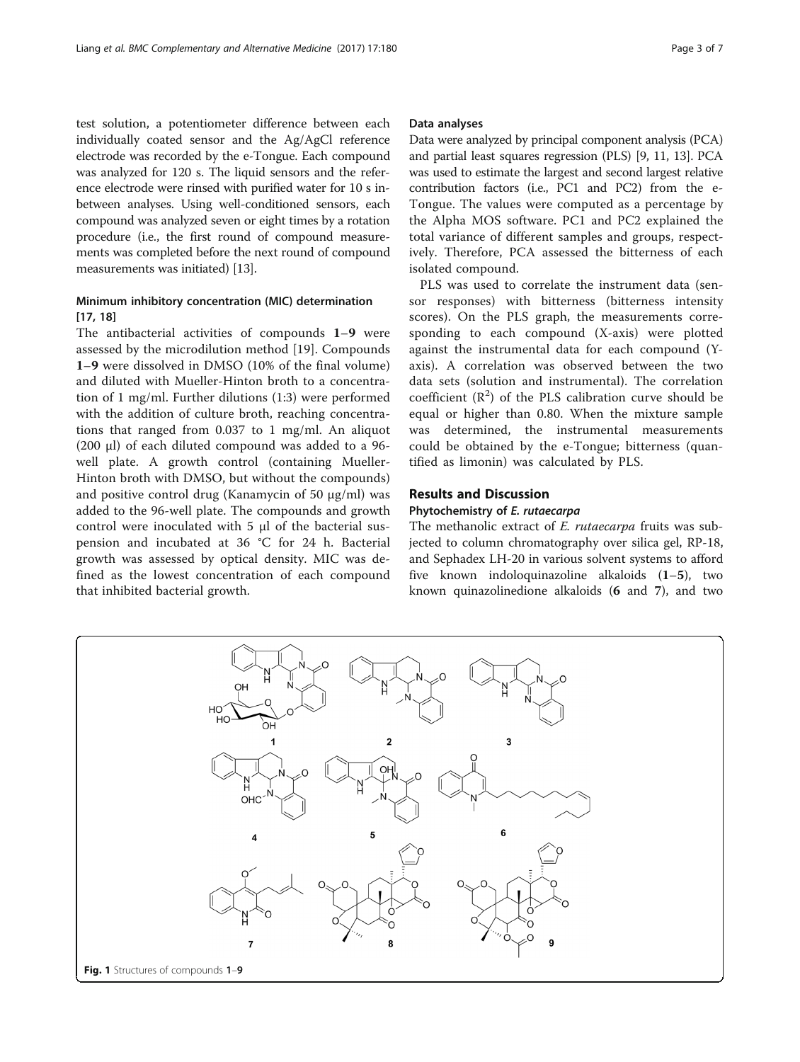test solution, a potentiometer difference between each individually coated sensor and the Ag/AgCl reference electrode was recorded by the e-Tongue. Each compound was analyzed for 120 s. The liquid sensors and the reference electrode were rinsed with purified water for 10 s in-between analyses. Using well-conditioned sensors, each compound was analyzed seven or eight times by a rotation procedure (i.e., the first round of compound measurements was completed before the next round of compound measurements was initiated) [13].

### Minimum inhibitory concentration (MIC) determination [17, 18]

The antibacterial activities of compounds **1**–**9** were assessed by the microdilution method [19]. Compounds **1**–**9** were dissolved in DMSO (10% of the final volume) and diluted with Mueller-Hinton broth to a concentration of 1 mg/ml. Further dilutions (1:3) were performed with the addition of culture broth, reaching concentrations that ranged from 0.037 to 1 mg/ml. An aliquot (200 μl) of each diluted compound was added to a 96-well plate. A growth control (containing Mueller-Hinton broth with DMSO, but without the compounds) and positive control drug (Kanamycin of 50 μg/ml) was added to the 96-well plate. The compounds and growth control were inoculated with 5 μl of the bacterial suspension and incubated at 36 °C for 24 h. Bacterial growth was assessed by optical density. MIC was defined as the lowest concentration of each compound that inhibited bacterial growth.

### Data analyses

Data were analyzed by principal component analysis (PCA) and partial least squares regression (PLS) [9, 11, 13]. PCA was used to estimate the largest and second largest relative contribution factors (i.e., PC1 and PC2) from the e-Tongue. The values were computed as a percentage by the Alpha MOS software. PC1 and PC2 explained the total variance of different samples and groups, respectively. Therefore, PCA assessed the bitterness of each isolated compound.

PLS was used to correlate the instrument data (sensor responses) with bitterness (bitterness intensity scores). On the PLS graph, the measurements corresponding to each compound (X-axis) were plotted against the instrumental data for each compound (Y-axis). A correlation was observed between the two data sets (solution and instrumental). The correlation coefficient ($R^2$) of the PLS calibration curve should be equal or higher than 0.80. When the mixture sample was determined, the instrumental measurements could be obtained by the e-Tongue; bitterness (quantified as limonin) was calculated by PLS.

## Results and Discussion

### Phytochemistry of *E. rutaecarpa*

The methanolic extract of *E. rutaecarpa* fruits was subjected to column chromatography over silica gel, RP-18, and Sephadex LH-20 in various solvent systems to afford five known indoloquinazoline alkaloids (**1**–**5**), two known quinazolinedione alkaloids (**6** and **7**), and two

**Fig. 1** Structures of compounds **1**–**9**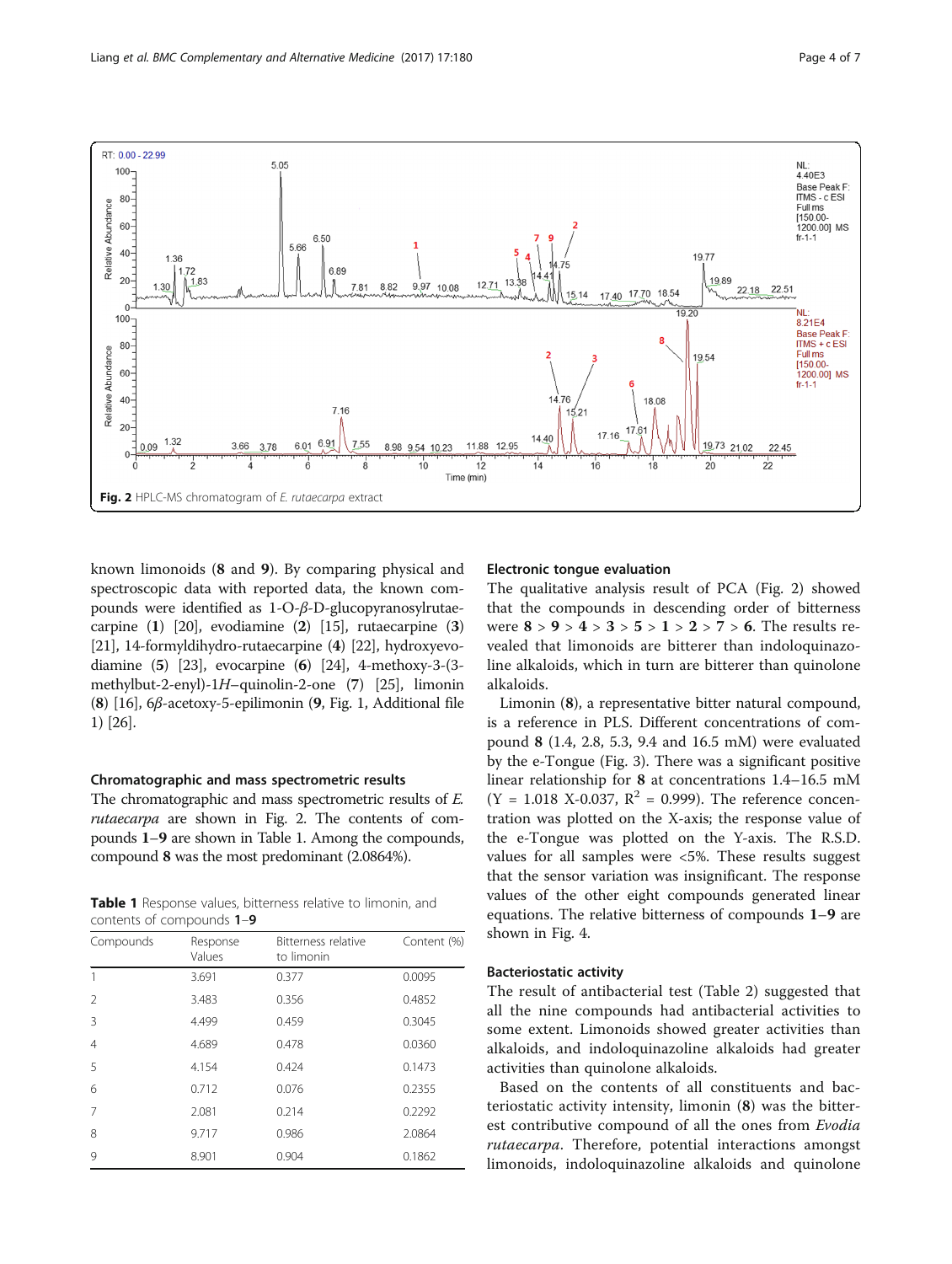Fig. 2 HPLC-MS chromatogram of *E. rutaecarpa* extract

known limonoids (**8** and **9**). By comparing physical and spectroscopic data with reported data, the known compounds were identified as 1-O-*β*-D-glucopyranosylrutaecarpine (**1**) [20], evodiamine (**2**) [15], rutaecarpine (**3**) [21], 14-formyldihydro-rutaecarpine (**4**) [22], hydroxyevodiamine (**5**) [23], evocarpine (**6**) [24], 4-methoxy-3-(3-methylbut-2-enyl)-1*H*–quinolin-2-one (**7**) [25], limonin (**8**) [16], 6*β*-acetoxy-5-epilimonin (**9**, Fig. 1, Additional file 1) [26].

### Chromatographic and mass spectrometric results

The chromatographic and mass spectrometric results of *E. rutaecarpa* are shown in Fig. 2. The contents of compounds **1**–**9** are shown in Table 1. Among the compounds, compound **8** was the most predominant (2.0864%).

**Table 1** Response values, bitterness relative to limonin, and contents of compounds **1**–**9**

| Compounds | Response Values | Bitterness relative to limonin | Content (%) |
|---|---|---|---|
| 1 | 3.691 | 0.377 | 0.0095 |
| 2 | 3.483 | 0.356 | 0.4852 |
| 3 | 4.499 | 0.459 | 0.3045 |
| 4 | 4.689 | 0.478 | 0.0360 |
| 5 | 4.154 | 0.424 | 0.1473 |
| 6 | 0.712 | 0.076 | 0.2355 |
| 7 | 2.081 | 0.214 | 0.2292 |
| 8 | 9.717 | 0.986 | 2.0864 |
| 9 | 8.901 | 0.904 | 0.1862 |

### Electronic tongue evaluation

The qualitative analysis result of PCA (Fig. 2) showed that the compounds in descending order of bitterness were **8** > **9** > **4** > **3** > **5** > **1** > **2** > **7** > **6**. The results revealed that limonoids are bitterer than indoloquinazoline alkaloids, which in turn are bitterer than quinolone alkaloids.

Limonin (**8**), a representative bitter natural compound, is a reference in PLS. Different concentrations of compound **8** (1.4, 2.8, 5.3, 9.4 and 16.5 mM) were evaluated by the e-Tongue (Fig. 3). There was a significant positive linear relationship for **8** at concentrations 1.4–16.5 mM ($Y = 1.018\ X\text{-}0.037$, $R^2 = 0.999$). The reference concentration was plotted on the X-axis; the response value of the e-Tongue was plotted on the Y-axis. The R.S.D. values for all samples were <5%. These results suggest that the sensor variation was insignificant. The response values of the other eight compounds generated linear equations. The relative bitterness of compounds **1**–**9** are shown in Fig. 4.

### Bacteriostatic activity

The result of antibacterial test (Table 2) suggested that all the nine compounds had antibacterial activities to some extent. Limonoids showed greater activities than alkaloids, and indoloquinazoline alkaloids had greater activities than quinolone alkaloids.

Based on the contents of all constituents and bacteriostatic activity intensity, limonin (**8**) was the bitterest contributive compound of all the ones from *Evodia rutaecarpa*. Therefore, potential interactions amongst limonoids, indoloquinazoline alkaloids and quinolone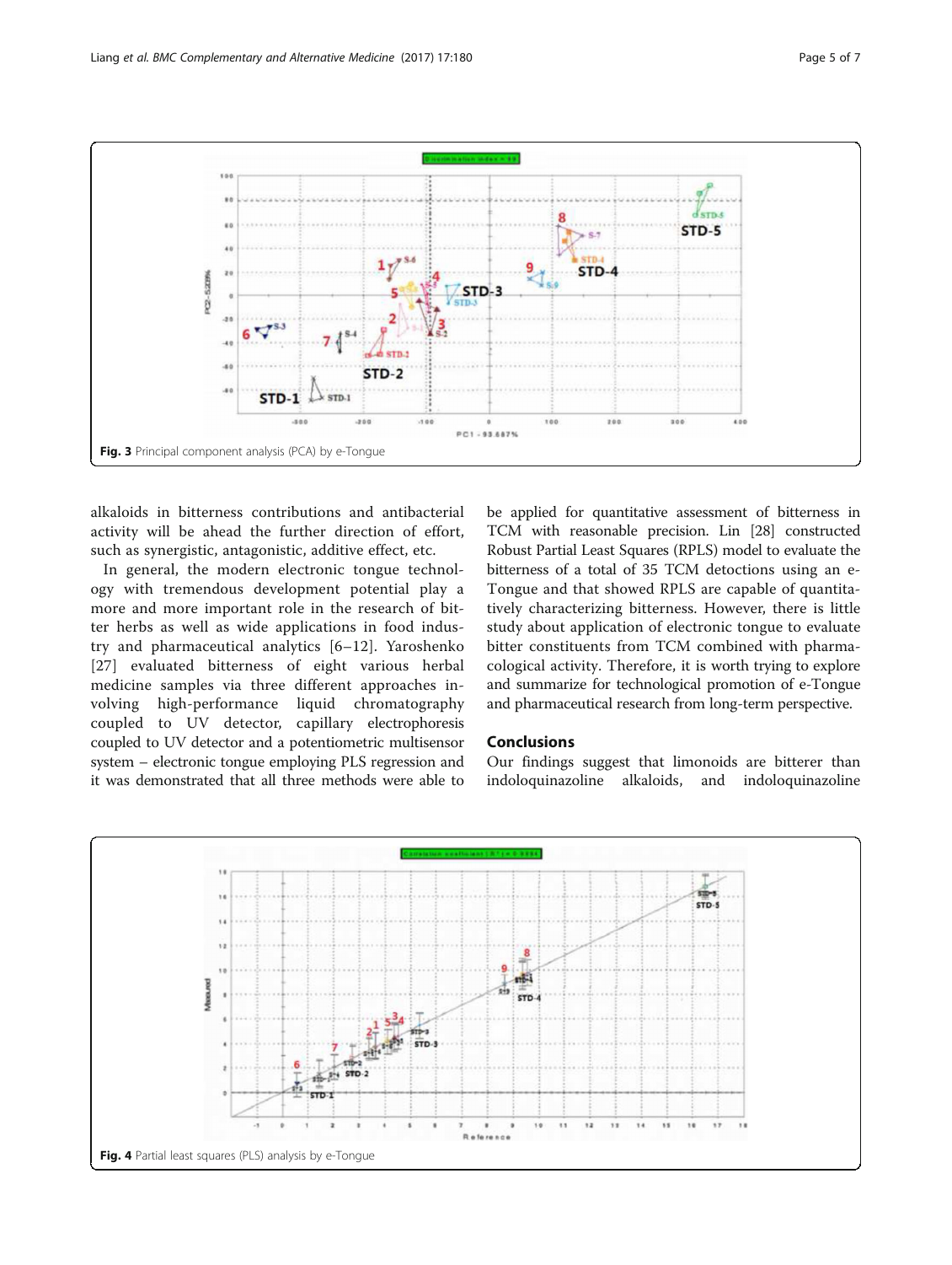Discrimination index = 93

PC2 - 5.223%

PC1 - 93.687%

STD-5

STD-4

STD-3

STD-2

STD-1

S-6

S-7

S-9

S-3

S-4

S-2

1 2 3 4 5 6 7 8 9

Fig. 3 Principal component analysis (PCA) by e-Tongue

alkaloids in bitterness contributions and antibacterial activity will be ahead the further direction of effort, such as synergistic, antagonistic, additive effect, etc.

In general, the modern electronic tongue technology with tremendous development potential play a more and more important role in the research of bitter herbs as well as wide applications in food industry and pharmaceutical analytics [6–12]. Yaroshenko [27] evaluated bitterness of eight various herbal medicine samples via three different approaches involving high-performance liquid chromatography coupled to UV detector, capillary electrophoresis coupled to UV detector and a potentiometric multisensor system – electronic tongue employing PLS regression and it was demonstrated that all three methods were able to be applied for quantitative assessment of bitterness in TCM with reasonable precision. Lin [28] constructed Robust Partial Least Squares (RPLS) model to evaluate the bitterness of a total of 35 TCM detections using an e-Tongue and that showed RPLS are capable of quantitatively characterizing bitterness. However, there is little study about application of electronic tongue to evaluate bitter constituents from TCM combined with pharmacological activity. Therefore, it is worth trying to explore and summarize for technological promotion of e-Tongue and pharmaceutical research from long-term perspective.

## Conclusions

Our findings suggest that limonoids are bitterer than indoloquinazoline alkaloids, and indoloquinazoline

Correlation coefficient

Measured

Reference

STD-5

STD-4

STD-3

STD-2

STD-1

1 2 3 4 5 6 7 8 9

Fig. 4 Partial least squares (PLS) analysis by e-Tongue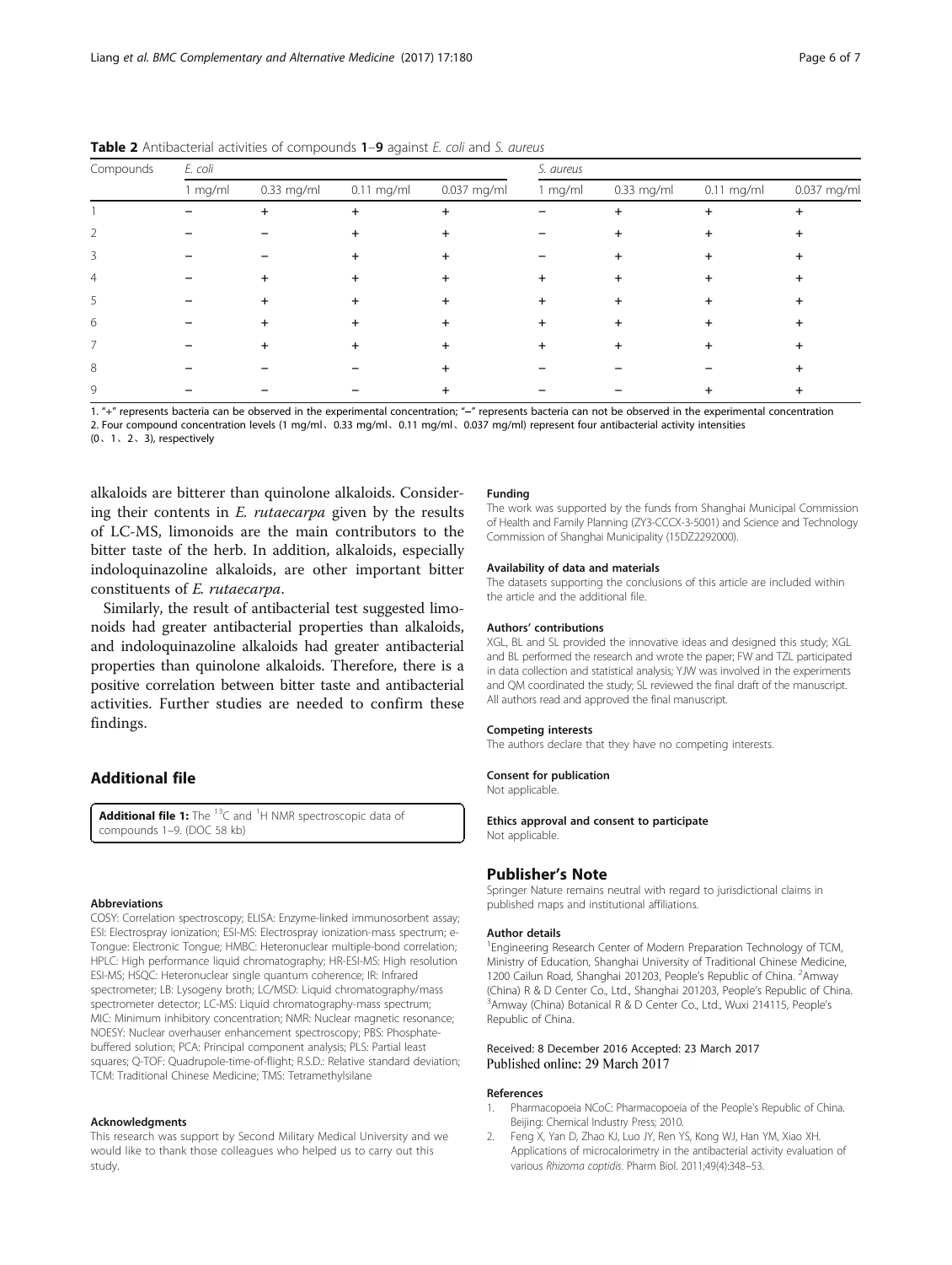**Table 2** Antibacterial activities of compounds **1**–**9** against *E. coli* and *S. aureus*

| Compounds | *E. coli* | | | | *S. aureus* | | | |
|---|---|---|---|---|---|---|---|---|
| | 1 mg/ml | 0.33 mg/ml | 0.11 mg/ml | 0.037 mg/ml | 1 mg/ml | 0.33 mg/ml | 0.11 mg/ml | 0.037 mg/ml |
| 1 | – | + | + | + | – | + | + | + |
| 2 | – | – | + | + | – | + | + | + |
| 3 | – | – | + | + | – | + | + | + |
| 4 | – | + | + | + | + | + | + | + |
| 5 | – | + | + | + | + | + | + | + |
| 6 | – | + | + | + | + | + | + | + |
| 7 | – | + | + | + | + | + | + | + |
| 8 | – | – | – | + | – | – | – | + |
| 9 | – | – | – | + | – | – | + | + |

1. "+" represents bacteria can be observed in the experimental concentration; "–" represents bacteria can not be observed in the experimental concentration
2. Four compound concentration levels (1 mg/ml、0.33 mg/ml、0.11 mg/ml、0.037 mg/ml) represent four antibacterial activity intensities (0、1、2、3), respectively

alkaloids are bitterer than quinolone alkaloids. Considering their contents in *E. rutaecarpa* given by the results of LC-MS, limonoids are the main contributors to the bitter taste of the herb. In addition, alkaloids, especially indoloquinazoline alkaloids, are other important bitter constituents of *E. rutaecarpa*.

Similarly, the result of antibacterial test suggested limonoids had greater antibacterial properties than alkaloids, and indoloquinazoline alkaloids had greater antibacterial properties than quinolone alkaloids. Therefore, there is a positive correlation between bitter taste and antibacterial activities. Further studies are needed to confirm these findings.

## Additional file

**Additional file 1:** The $^{13}$C and $^{1}$H NMR spectroscopic data of compounds 1–9. (DOC 58 kb)

#### Abbreviations

COSY: Correlation spectroscopy; ELISA: Enzyme-linked immunosorbent assay; ESI: Electrospray ionization; ESI-MS: Electrospray ionization-mass spectrum; e-Tongue: Electronic Tongue; HMBC: Heteronuclear multiple-bond correlation; HPLC: High performance liquid chromatography; HR-ESI-MS: High resolution ESI-MS; HSQC: Heteronuclear single quantum coherence; IR: Infrared spectrometer; LB: Lysogeny broth; LC/MSD: Liquid chromatography/mass spectrometer detector; LC-MS: Liquid chromatography-mass spectrum; MIC: Minimum inhibitory concentration; NMR: Nuclear magnetic resonance; NOESY: Nuclear overhauser enhancement spectroscopy; PBS: Phosphate-buffered solution; PCA: Principal component analysis; PLS: Partial least squares; Q-TOF: Quadrupole-time-of-flight; R.S.D.: Relative standard deviation; TCM: Traditional Chinese Medicine; TMS: Tetramethylsilane

#### Acknowledgments

This research was support by Second Military Medical University and we would like to thank those colleagues who helped us to carry out this study.

#### Funding

The work was supported by the funds from Shanghai Municipal Commission of Health and Family Planning (ZY3-CCCX-3-5001) and Science and Technology Commission of Shanghai Municipality (15DZ2292000).

#### Availability of data and materials

The datasets supporting the conclusions of this article are included within the article and the additional file.

#### Authors' contributions

XGL, BL and SL provided the innovative ideas and designed this study; XGL and BL performed the research and wrote the paper; FW and TZL participated in data collection and statistical analysis; YJW was involved in the experiments and QM coordinated the study; SL reviewed the final draft of the manuscript. All authors read and approved the final manuscript.

#### Competing interests

The authors declare that they have no competing interests.

#### Consent for publication

Not applicable.

#### Ethics approval and consent to participate

Not applicable.

## Publisher's Note

Springer Nature remains neutral with regard to jurisdictional claims in published maps and institutional affiliations.

#### Author details

[1]Engineering Research Center of Modern Preparation Technology of TCM, Ministry of Education, Shanghai University of Traditional Chinese Medicine, 1200 Cailun Road, Shanghai 201203, People's Republic of China. [2]Amway (China) R & D Center Co., Ltd., Shanghai 201203, People's Republic of China. [3]Amway (China) Botanical R & D Center Co., Ltd., Wuxi 214115, People's Republic of China.

Received: 8 December 2016 Accepted: 23 March 2017
Published online: 29 March 2017

#### References

1. Pharmacopoeia NCoC: Pharmacopoeia of the People's Republic of China. Beijing: Chemical Industry Press; 2010.
2. Feng X, Yan D, Zhao KJ, Luo JY, Ren YS, Kong WJ, Han YM, Xiao XH. Applications of microcalorimetry in the antibacterial activity evaluation of various *Rhizoma coptidis*. Pharm Biol. 2011;49(4):348–53.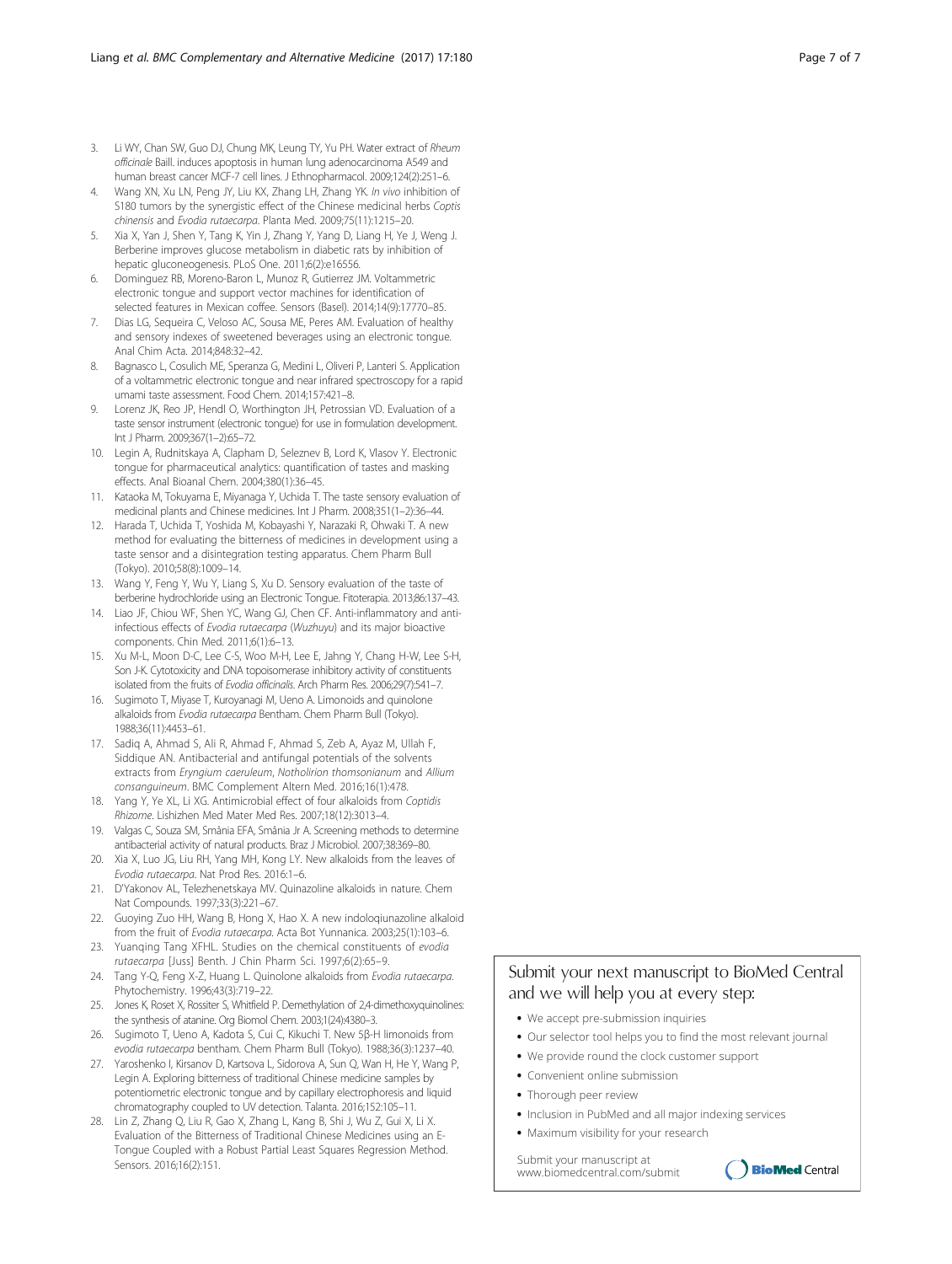3. Li WY, Chan SW, Guo DJ, Chung MK, Leung TY, Yu PH. Water extract of *Rheum officinale* Baill. induces apoptosis in human lung adenocarcinoma A549 and human breast cancer MCF-7 cell lines. J Ethnopharmacol. 2009;124(2):251–6.
4. Wang XN, Xu LN, Peng JY, Liu KX, Zhang LH, Zhang YK. *In vivo* inhibition of S180 tumors by the synergistic effect of the Chinese medicinal herbs *Coptis chinensis* and *Evodia rutaecarpa*. Planta Med. 2009;75(11):1215–20.
5. Xia X, Yan J, Shen Y, Tang K, Yin J, Zhang Y, Yang D, Liang H, Ye J, Weng J. Berberine improves glucose metabolism in diabetic rats by inhibition of hepatic gluconeogenesis. PLoS One. 2011;6(2):e16556.
6. Dominguez RB, Moreno-Baron L, Munoz R, Gutierrez JM. Voltammetric electronic tongue and support vector machines for identification of selected features in Mexican coffee. Sensors (Basel). 2014;14(9):17770–85.
7. Dias LG, Sequeira C, Veloso AC, Sousa ME, Peres AM. Evaluation of healthy and sensory indexes of sweetened beverages using an electronic tongue. Anal Chim Acta. 2014;848:32–42.
8. Bagnasco L, Cosulich ME, Speranza G, Medini L, Oliveri P, Lanteri S. Application of a voltammetric electronic tongue and near infrared spectroscopy for a rapid umami taste assessment. Food Chem. 2014;157:421–8.
9. Lorenz JK, Reo JP, Hendl O, Worthington JH, Petrossian VD. Evaluation of a taste sensor instrument (electronic tongue) for use in formulation development. Int J Pharm. 2009;367(1–2):65–72.
10. Legin A, Rudnitskaya A, Clapham D, Seleznev B, Lord K, Vlasov Y. Electronic tongue for pharmaceutical analytics: quantification of tastes and masking effects. Anal Bioanal Chem. 2004;380(1):36–45.
11. Kataoka M, Tokuyama E, Miyanaga Y, Uchida T. The taste sensory evaluation of medicinal plants and Chinese medicines. Int J Pharm. 2008;351(1–2):36–44.
12. Harada T, Uchida T, Yoshida M, Kobayashi Y, Narazaki R, Ohwaki T. A new method for evaluating the bitterness of medicines in development using a taste sensor and a disintegration testing apparatus. Chem Pharm Bull (Tokyo). 2010;58(8):1009–14.
13. Wang Y, Feng Y, Wu Y, Liang S, Xu D. Sensory evaluation of the taste of berberine hydrochloride using an Electronic Tongue. Fitoterapia. 2013;86:137–43.
14. Liao JF, Chiou WF, Shen YC, Wang GJ, Chen CF. Anti-inflammatory and anti-infectious effects of *Evodia rutaecarpa* (*Wuzhuyu*) and its major bioactive components. Chin Med. 2011;6(1):6–13.
15. Xu M-L, Moon D-C, Lee C-S, Woo M-H, Lee E, Jahng Y, Chang H-W, Lee S-H, Son J-K. Cytotoxicity and DNA topoisomerase inhibitory activity of constituents isolated from the fruits of *Evodia officinalis*. Arch Pharm Res. 2006;29(7):541–7.
16. Sugimoto T, Miyase T, Kuroyanagi M, Ueno A. Limonoids and quinolone alkaloids from *Evodia rutaecarpa* Bentham. Chem Pharm Bull (Tokyo). 1988;36(11):4453–61.
17. Sadiq A, Ahmad S, Ali R, Ahmad F, Ahmad S, Zeb A, Ayaz M, Ullah F, Siddique AN. Antibacterial and antifungal potentials of the solvents extracts from *Eryngium caeruleum*, *Notholirion thomsonianum* and *Allium consanguineum*. BMC Complement Altern Med. 2016;16(1):478.
18. Yang Y, Ye XL, Li XG. Antimicrobial effect of four alkaloids from *Coptidis Rhizome*. Lishizhen Med Mater Med Res. 2007;18(12):3013–4.
19. Valgas C, Souza SM, Smânia EFA, Smânia Jr A. Screening methods to determine antibacterial activity of natural products. Braz J Microbiol. 2007;38:369–80.
20. Xia X, Luo JG, Liu RH, Yang MH, Kong LY. New alkaloids from the leaves of *Evodia rutaecarpa*. Nat Prod Res. 2016:1–6.
21. D'Yakonov AL, Telezhenetskaya MV. Quinazoline alkaloids in nature. Chem Nat Compounds. 1997;33(3):221–67.
22. Guoying Zuo HH, Wang B, Hong X, Hao X. A new indoloqiunazoline alkaloid from the fruit of *Evodia rutaecarpa*. Acta Bot Yunnanica. 2003;25(1):103–6.
23. Yuanqing Tang XFHL. Studies on the chemical constituents of *evodia rutaecarpa* [Juss] Benth. J Chin Pharm Sci. 1997;6(2):65–9.
24. Tang Y-Q, Feng X-Z, Huang L. Quinolone alkaloids from *Evodia rutaecarpa*. Phytochemistry. 1996;43(3):719–22.
25. Jones K, Roset X, Rossiter S, Whitfield P. Demethylation of 2,4-dimethoxyquinolines: the synthesis of atanine. Org Biomol Chem. 2003;1(24):4380–3.
26. Sugimoto T, Ueno A, Kadota S, Cui C, Kikuchi T. New 5β-H limonoids from *evodia rutaecarpa* bentham. Chem Pharm Bull (Tokyo). 1988;36(3):1237–40.
27. Yaroshenko I, Kirsanov D, Kartsova L, Sidorova A, Sun Q, Wan H, He Y, Wang P, Legin A. Exploring bitterness of traditional Chinese medicine samples by potentiometric electronic tongue and by capillary electrophoresis and liquid chromatography coupled to UV detection. Talanta. 2016;152:105–11.
28. Lin Z, Zhang Q, Liu R, Gao X, Zhang L, Kang B, Shi J, Wu Z, Gui X, Li X. Evaluation of the Bitterness of Traditional Chinese Medicines using an E-Tongue Coupled with a Robust Partial Least Squares Regression Method. Sensors. 2016;16(2):151.

Submit your next manuscript to BioMed Central and we will help you at every step:

- We accept pre-submission inquiries
- Our selector tool helps you to find the most relevant journal
- We provide round the clock customer support
- Convenient online submission
- Thorough peer review
- Inclusion in PubMed and all major indexing services
- Maximum visibility for your research

Submit your manuscript at www.biomedcentral.com/submit

BioMed Central